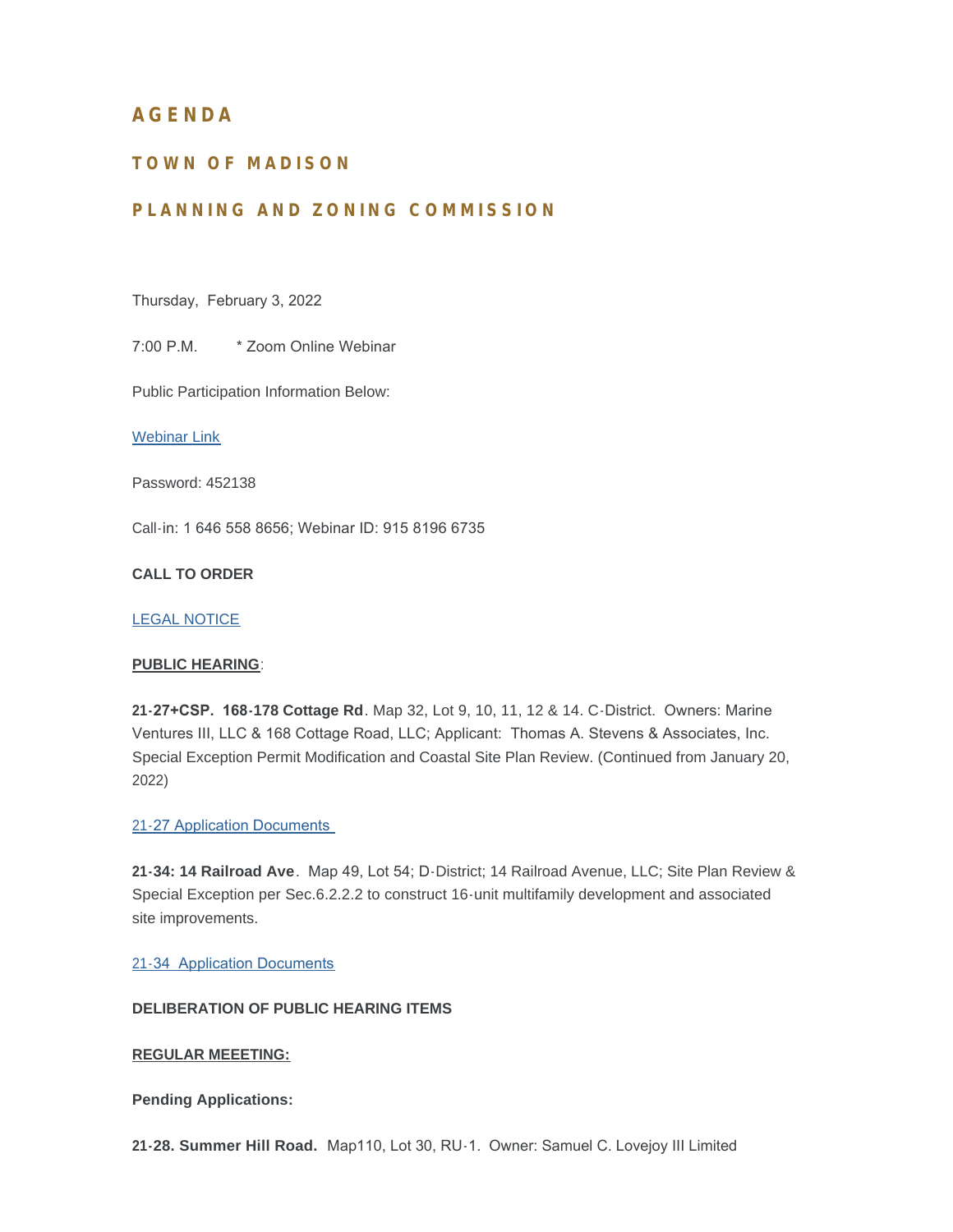# AGENDA

## TOWN OF MADISON

## PLANNING AND ZONING COMMISSION

Thursday, February 3, 2022

7:00 P.M. * Zoom Online Webinar

Public Participation Information Below:

Webinar Link

Password: 452138

Call-in: 1 646 558 8656; Webinar ID: 915 8196 6735

**CALL TO ORDER**

LEGAL NOTICE

**PUBLIC HEARING**:

**21-27+CSP. 168-178 Cottage Rd**. Map 32, Lot 9, 10, 11, 12 & 14. C-District. Owners: Marine Ventures III, LLC & 168 Cottage Road, LLC; Applicant: Thomas A. Stevens & Associates, Inc. Special Exception Permit Modification and Coastal Site Plan Review. (Continued from January 20, 2022)

21-27 Application Documents

**21-34: 14 Railroad Ave**. Map 49, Lot 54; D-District; 14 Railroad Avenue, LLC; Site Plan Review & Special Exception per Sec.6.2.2.2 to construct 16-unit multifamily development and associated site improvements.

21-34 Application Documents

**DELIBERATION OF PUBLIC HEARING ITEMS**

**REGULAR MEEETING:**

**Pending Applications:**

**21-28. Summer Hill Road.** Map110, Lot 30, RU-1. Owner: Samuel C. Lovejoy III Limited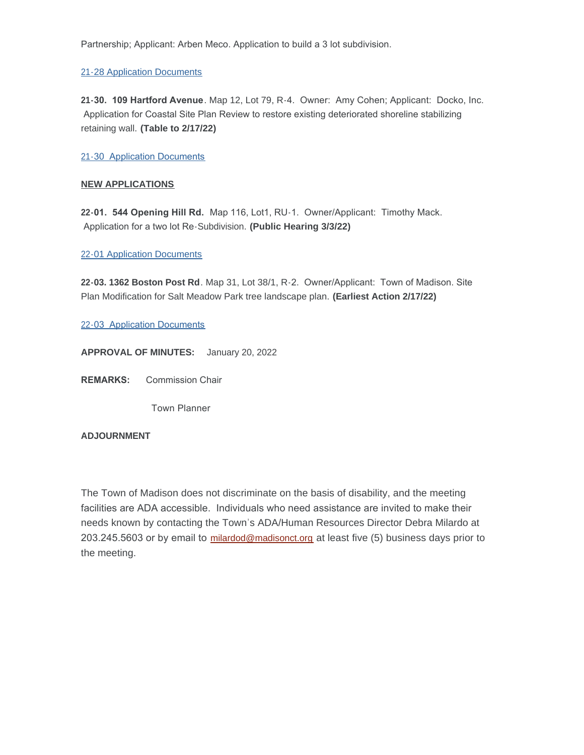Partnership; Applicant: Arben Meco. Application to build a 3 lot subdivision.

[21-28 Application Documents]

**21-30. 109 Hartford Avenue**. Map 12, Lot 79, R-4. Owner: Amy Cohen; Applicant: Docko, Inc. Application for Coastal Site Plan Review to restore existing deteriorated shoreline stabilizing retaining wall. **(Table to 2/17/22)**

[21-30 Application Documents]

**NEW APPLICATIONS**

**22-01. 544 Opening Hill Rd.** Map 116, Lot1, RU-1. Owner/Applicant: Timothy Mack. Application for a two lot Re-Subdivision. **(Public Hearing 3/3/22)**

[22-01 Application Documents]

**22-03. 1362 Boston Post Rd**. Map 31, Lot 38/1, R-2. Owner/Applicant: Town of Madison. Site Plan Modification for Salt Meadow Park tree landscape plan. **(Earliest Action 2/17/22)**

[22-03 Application Documents]

**APPROVAL OF MINUTES:** January 20, 2022

**REMARKS:** Commission Chair

Town Planner

**ADJOURNMENT**

The Town of Madison does not discriminate on the basis of disability, and the meeting facilities are ADA accessible. Individuals who need assistance are invited to make their needs known by contacting the Town's ADA/Human Resources Director Debra Milardo at 203.245.5603 or by email to milardod@madisonct.org at least five (5) business days prior to the meeting.